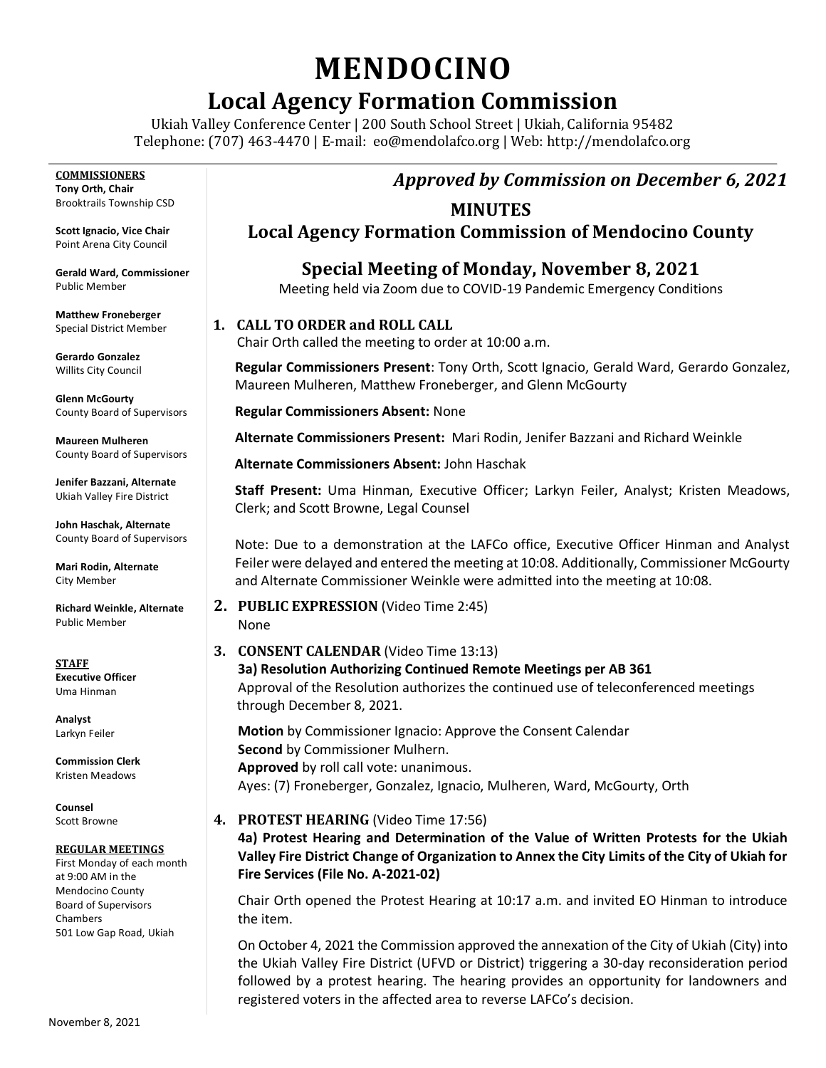# MENDOCINO

## Local Agency Formation Commission

Ukiah Valley Conference Center | 200 South School Street | Ukiah, California 95482
Telephone: (707) 463-4470 | E-mail: eo@mendolafco.org | Web: http://mendolafco.org

**COMMISSIONERS**
**Tony Orth, Chair**
Brooktrails Township CSD

**Scott Ignacio, Vice Chair**
Point Arena City Council

**Gerald Ward, Commissioner**
Public Member

**Matthew Froneberger**
Special District Member

**Gerardo Gonzalez**
Willits City Council

**Glenn McGourty**
County Board of Supervisors

**Maureen Mulheren**
County Board of Supervisors

**Jenifer Bazzani, Alternate**
Ukiah Valley Fire District

**John Haschak, Alternate**
County Board of Supervisors

**Mari Rodin, Alternate**
City Member

**Richard Weinkle, Alternate**
Public Member

**STAFF**
**Executive Officer**
Uma Hinman

**Analyst**
Larkyn Feiler

**Commission Clerk**
Kristen Meadows

**Counsel**
Scott Browne

**REGULAR MEETINGS**
First Monday of each month at 9:00 AM in the Mendocino County Board of Supervisors Chambers
501 Low Gap Road, Ukiah

***Approved by Commission on December 6, 2021***

## MINUTES
## Local Agency Formation Commission of Mendocino County

## Special Meeting of Monday, November 8, 2021

Meeting held via Zoom due to COVID-19 Pandemic Emergency Conditions

### 1. CALL TO ORDER and ROLL CALL

Chair Orth called the meeting to order at 10:00 a.m.

**Regular Commissioners Present**: Tony Orth, Scott Ignacio, Gerald Ward, Gerardo Gonzalez, Maureen Mulheren, Matthew Froneberger, and Glenn McGourty

**Regular Commissioners Absent:** None

**Alternate Commissioners Present:** Mari Rodin, Jenifer Bazzani and Richard Weinkle

**Alternate Commissioners Absent:** John Haschak

**Staff Present:** Uma Hinman, Executive Officer; Larkyn Feiler, Analyst; Kristen Meadows, Clerk; and Scott Browne, Legal Counsel

Note: Due to a demonstration at the LAFCo office, Executive Officer Hinman and Analyst Feiler were delayed and entered the meeting at 10:08. Additionally, Commissioner McGourty and Alternate Commissioner Weinkle were admitted into the meeting at 10:08.

### 2. PUBLIC EXPRESSION (Video Time 2:45)

None

### 3. CONSENT CALENDAR (Video Time 13:13)

**3a) Resolution Authorizing Continued Remote Meetings per AB 361**

Approval of the Resolution authorizes the continued use of teleconferenced meetings through December 8, 2021.

**Motion** by Commissioner Ignacio: Approve the Consent Calendar
**Second** by Commissioner Mulhern.
**Approved** by roll call vote: unanimous.
Ayes: (7) Froneberger, Gonzalez, Ignacio, Mulheren, Ward, McGourty, Orth

### 4. PROTEST HEARING (Video Time 17:56)

**4a) Protest Hearing and Determination of the Value of Written Protests for the Ukiah Valley Fire District Change of Organization to Annex the City Limits of the City of Ukiah for Fire Services (File No. A-2021-02)**

Chair Orth opened the Protest Hearing at 10:17 a.m. and invited EO Hinman to introduce the item.

On October 4, 2021 the Commission approved the annexation of the City of Ukiah (City) into the Ukiah Valley Fire District (UFVD or District) triggering a 30-day reconsideration period followed by a protest hearing. The hearing provides an opportunity for landowners and registered voters in the affected area to reverse LAFCo's decision.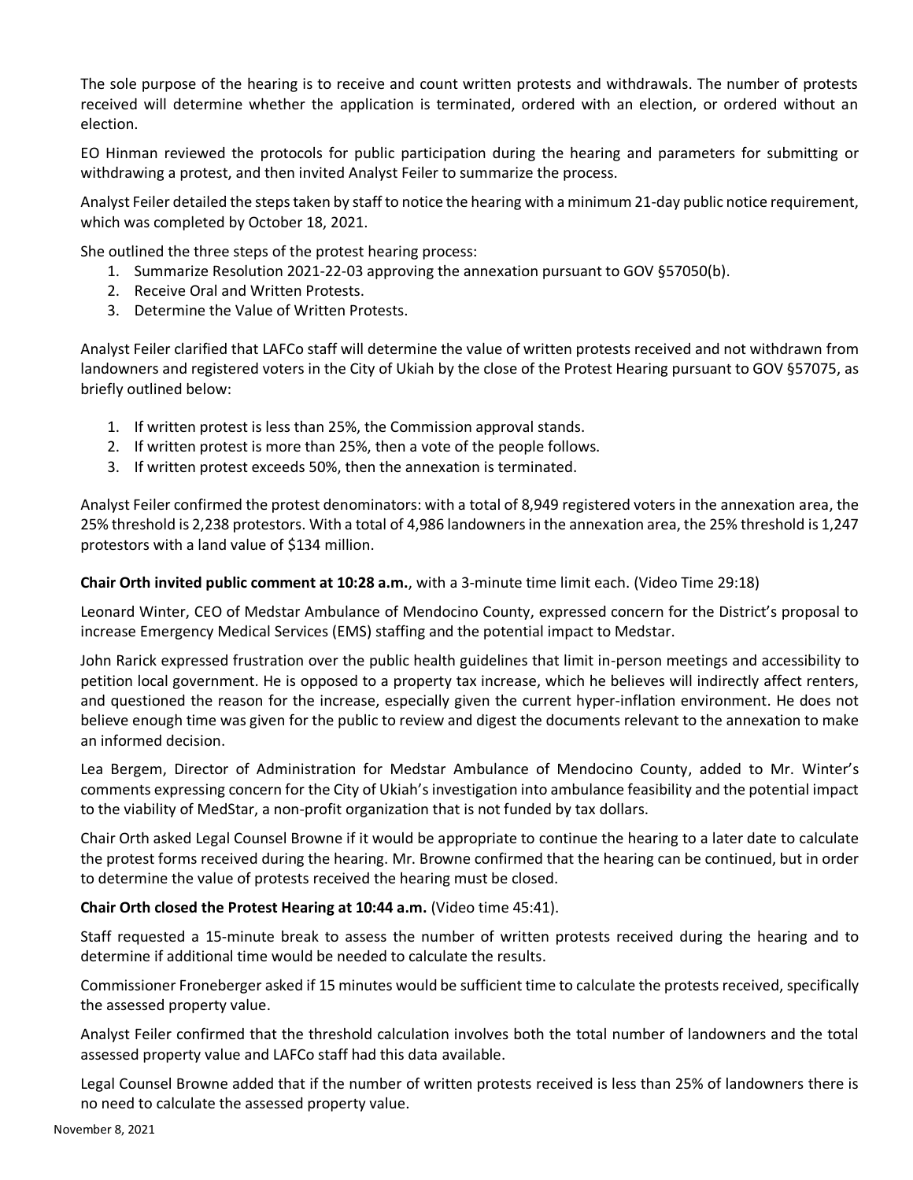The sole purpose of the hearing is to receive and count written protests and withdrawals. The number of protests received will determine whether the application is terminated, ordered with an election, or ordered without an election.

EO Hinman reviewed the protocols for public participation during the hearing and parameters for submitting or withdrawing a protest, and then invited Analyst Feiler to summarize the process.

Analyst Feiler detailed the steps taken by staff to notice the hearing with a minimum 21-day public notice requirement, which was completed by October 18, 2021.

She outlined the three steps of the protest hearing process:

1. Summarize Resolution 2021-22-03 approving the annexation pursuant to GOV §57050(b).
2. Receive Oral and Written Protests.
3. Determine the Value of Written Protests.

Analyst Feiler clarified that LAFCo staff will determine the value of written protests received and not withdrawn from landowners and registered voters in the City of Ukiah by the close of the Protest Hearing pursuant to GOV §57075, as briefly outlined below:

1. If written protest is less than 25%, the Commission approval stands.
2. If written protest is more than 25%, then a vote of the people follows.
3. If written protest exceeds 50%, then the annexation is terminated.

Analyst Feiler confirmed the protest denominators: with a total of 8,949 registered voters in the annexation area, the 25% threshold is 2,238 protestors. With a total of 4,986 landowners in the annexation area, the 25% threshold is 1,247 protestors with a land value of $134 million.

**Chair Orth invited public comment at 10:28 a.m.**, with a 3-minute time limit each. (Video Time 29:18)

Leonard Winter, CEO of Medstar Ambulance of Mendocino County, expressed concern for the District's proposal to increase Emergency Medical Services (EMS) staffing and the potential impact to Medstar.

John Rarick expressed frustration over the public health guidelines that limit in-person meetings and accessibility to petition local government. He is opposed to a property tax increase, which he believes will indirectly affect renters, and questioned the reason for the increase, especially given the current hyper-inflation environment. He does not believe enough time was given for the public to review and digest the documents relevant to the annexation to make an informed decision.

Lea Bergem, Director of Administration for Medstar Ambulance of Mendocino County, added to Mr. Winter's comments expressing concern for the City of Ukiah's investigation into ambulance feasibility and the potential impact to the viability of MedStar, a non-profit organization that is not funded by tax dollars.

Chair Orth asked Legal Counsel Browne if it would be appropriate to continue the hearing to a later date to calculate the protest forms received during the hearing. Mr. Browne confirmed that the hearing can be continued, but in order to determine the value of protests received the hearing must be closed.

**Chair Orth closed the Protest Hearing at 10:44 a.m.** (Video time 45:41).

Staff requested a 15-minute break to assess the number of written protests received during the hearing and to determine if additional time would be needed to calculate the results.

Commissioner Froneberger asked if 15 minutes would be sufficient time to calculate the protests received, specifically the assessed property value.

Analyst Feiler confirmed that the threshold calculation involves both the total number of landowners and the total assessed property value and LAFCo staff had this data available.

Legal Counsel Browne added that if the number of written protests received is less than 25% of landowners there is no need to calculate the assessed property value.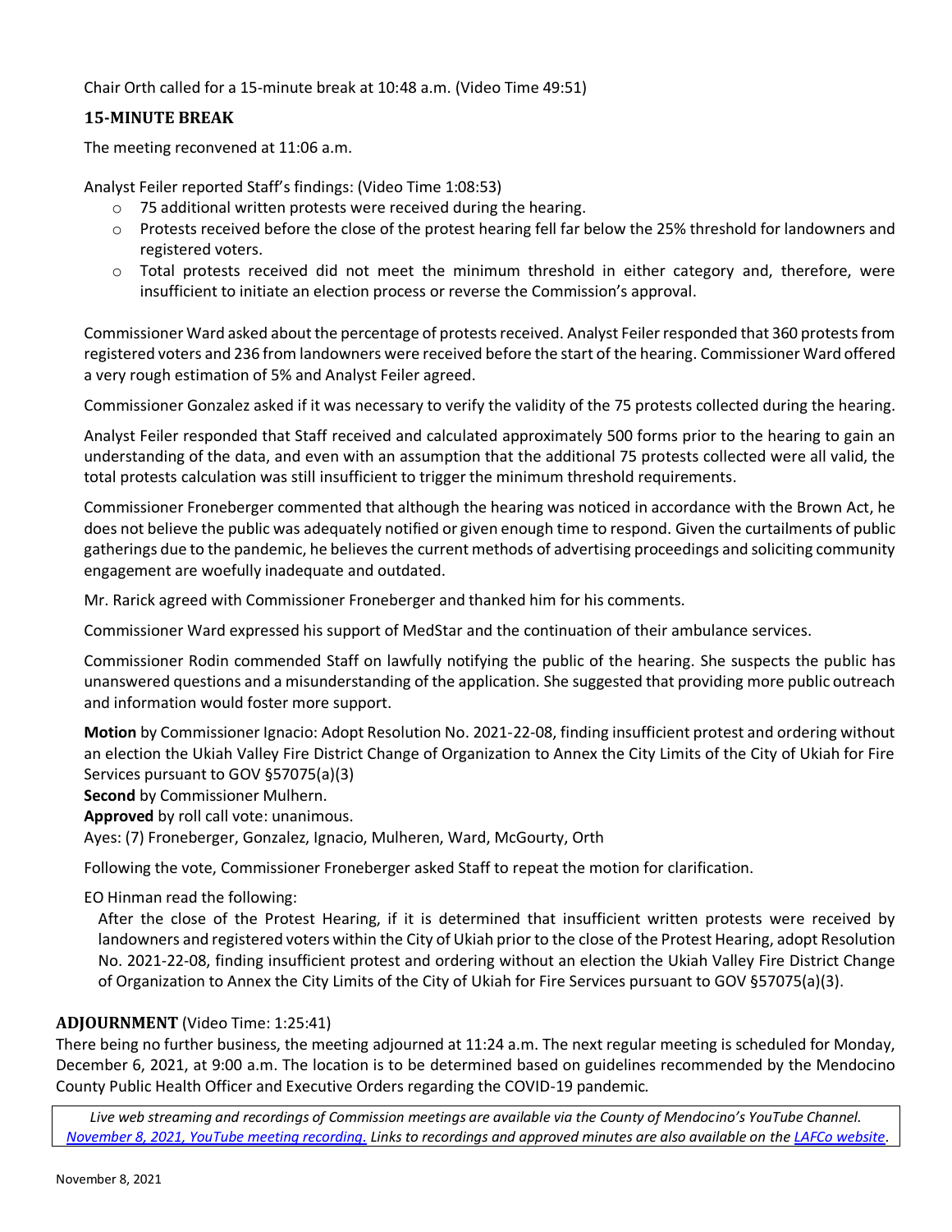Chair Orth called for a 15-minute break at 10:48 a.m. (Video Time 49:51)

### 15-MINUTE BREAK

The meeting reconvened at 11:06 a.m.

Analyst Feiler reported Staff's findings: (Video Time 1:08:53)

- 75 additional written protests were received during the hearing.
- Protests received before the close of the protest hearing fell far below the 25% threshold for landowners and registered voters.
- Total protests received did not meet the minimum threshold in either category and, therefore, were insufficient to initiate an election process or reverse the Commission's approval.

Commissioner Ward asked about the percentage of protests received. Analyst Feiler responded that 360 protests from registered voters and 236 from landowners were received before the start of the hearing. Commissioner Ward offered a very rough estimation of 5% and Analyst Feiler agreed.

Commissioner Gonzalez asked if it was necessary to verify the validity of the 75 protests collected during the hearing.

Analyst Feiler responded that Staff received and calculated approximately 500 forms prior to the hearing to gain an understanding of the data, and even with an assumption that the additional 75 protests collected were all valid, the total protests calculation was still insufficient to trigger the minimum threshold requirements.

Commissioner Froneberger commented that although the hearing was noticed in accordance with the Brown Act, he does not believe the public was adequately notified or given enough time to respond. Given the curtailments of public gatherings due to the pandemic, he believes the current methods of advertising proceedings and soliciting community engagement are woefully inadequate and outdated.

Mr. Rarick agreed with Commissioner Froneberger and thanked him for his comments.

Commissioner Ward expressed his support of MedStar and the continuation of their ambulance services.

Commissioner Rodin commended Staff on lawfully notifying the public of the hearing. She suspects the public has unanswered questions and a misunderstanding of the application. She suggested that providing more public outreach and information would foster more support.

**Motion** by Commissioner Ignacio: Adopt Resolution No. 2021-22-08, finding insufficient protest and ordering without an election the Ukiah Valley Fire District Change of Organization to Annex the City Limits of the City of Ukiah for Fire Services pursuant to GOV §57075(a)(3)
**Second** by Commissioner Mulhern.
**Approved** by roll call vote: unanimous.
Ayes: (7) Froneberger, Gonzalez, Ignacio, Mulheren, Ward, McGourty, Orth

Following the vote, Commissioner Froneberger asked Staff to repeat the motion for clarification.

EO Hinman read the following:

> After the close of the Protest Hearing, if it is determined that insufficient written protests were received by landowners and registered voters within the City of Ukiah prior to the close of the Protest Hearing, adopt Resolution No. 2021-22-08, finding insufficient protest and ordering without an election the Ukiah Valley Fire District Change of Organization to Annex the City Limits of the City of Ukiah for Fire Services pursuant to GOV §57075(a)(3).

### ADJOURNMENT (Video Time: 1:25:41)

There being no further business, the meeting adjourned at 11:24 a.m. The next regular meeting is scheduled for Monday, December 6, 2021, at 9:00 a.m. The location is to be determined based on guidelines recommended by the Mendocino County Public Health Officer and Executive Orders regarding the COVID-19 pandemic.

*Live web streaming and recordings of Commission meetings are available via the County of Mendocino's YouTube Channel. November 8, 2021, YouTube meeting recording. Links to recordings and approved minutes are also available on the LAFCo website.*